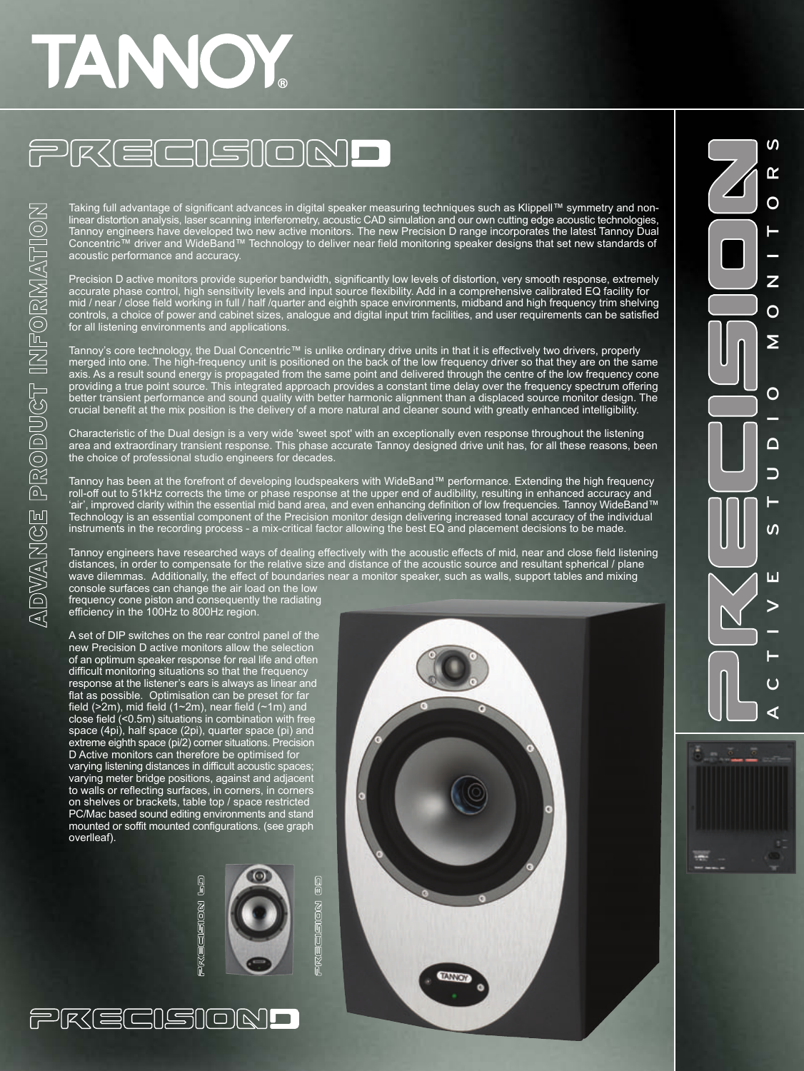# TANNOY

## PRECISION D

### ADVANCE PRODUCT INFORMATION

### PRECISION ACTIVE STUDIO MONITORS

Taking full advantage of significant advances in digital speaker measuring techniques such as Klippell™ symmetry and non-linear distortion analysis, laser scanning interferometry, acoustic CAD simulation and our own cutting edge acoustic technologies, Tannoy engineers have developed two new active monitors. The new Precision D range incorporates the latest Tannoy Dual Concentric™ driver and WideBand™ Technology to deliver near field monitoring speaker designs that set new standards of acoustic performance and accuracy.

Precision D active monitors provide superior bandwidth, significantly low levels of distortion, very smooth response, extremely accurate phase control, high sensitivity levels and input source flexibility. Add in a comprehensive calibrated EQ facility for mid / near / close field working in full / half /quarter and eighth space environments, midband and high frequency trim shelving controls, a choice of power and cabinet sizes, analogue and digital input trim facilities, and user requirements can be satisfied for all listening environments and applications.

Tannoy's core technology, the Dual Concentric™ is unlike ordinary drive units in that it is effectively two drivers, properly merged into one. The high-frequency unit is positioned on the back of the low frequency driver so that they are on the same axis. As a result sound energy is propagated from the same point and delivered through the centre of the low frequency cone providing a true point source. This integrated approach provides a constant time delay over the frequency spectrum offering better transient performance and sound quality with better harmonic alignment than a displaced source monitor design. The crucial benefit at the mix position is the delivery of a more natural and cleaner sound with greatly enhanced intelligibility.

Characteristic of the Dual design is a very wide 'sweet spot' with an exceptionally even response throughout the listening area and extraordinary transient response. This phase accurate Tannoy designed drive unit has, for all these reasons, been the choice of professional studio engineers for decades.

Tannoy has been at the forefront of developing loudspeakers with WideBand™ performance. Extending the high frequency roll-off out to 51kHz corrects the time or phase response at the upper end of audibility, resulting in enhanced accuracy and 'air', improved clarity within the essential mid band area, and even enhancing definition of low frequencies. Tannoy WideBand™ Technology is an essential component of the Precision monitor design delivering increased tonal accuracy of the individual instruments in the recording process - a mix-critical factor allowing the best EQ and placement decisions to be made.

Tannoy engineers have researched ways of dealing effectively with the acoustic effects of mid, near and close field listening distances, in order to compensate for the relative size and distance of the acoustic source and resultant spherical / plane wave dilemmas. Additionally, the effect of boundaries near a monitor speaker, such as walls, support tables and mixing console surfaces can change the air load on the low frequency cone piston and consequently the radiating efficiency in the 100Hz to 800Hz region.

A set of DIP switches on the rear control panel of the new Precision D active monitors allow the selection of an optimum speaker response for real life and often difficult monitoring situations so that the frequency response at the listener's ears is always as linear and flat as possible. Optimisation can be preset for far field (>2m), mid field (1~2m), near field (~1m) and close field (<0.5m) situations in combination with free space (4pi), half space (2pi), quarter space (pi) and extreme eighth space (pi/2) corner situations. Precision D Active monitors can therefore be optimised for varying listening distances in difficult acoustic spaces; varying meter bridge positions, against and adjacent to walls or reflecting surfaces, in corners, in corners on shelves or brackets, table top / space restricted PC/Mac based sound editing environments and stand mounted or soffit mounted configurations. (see graph overlleaf).

PRECISION 6D

PRECISION 8D

PRECISION D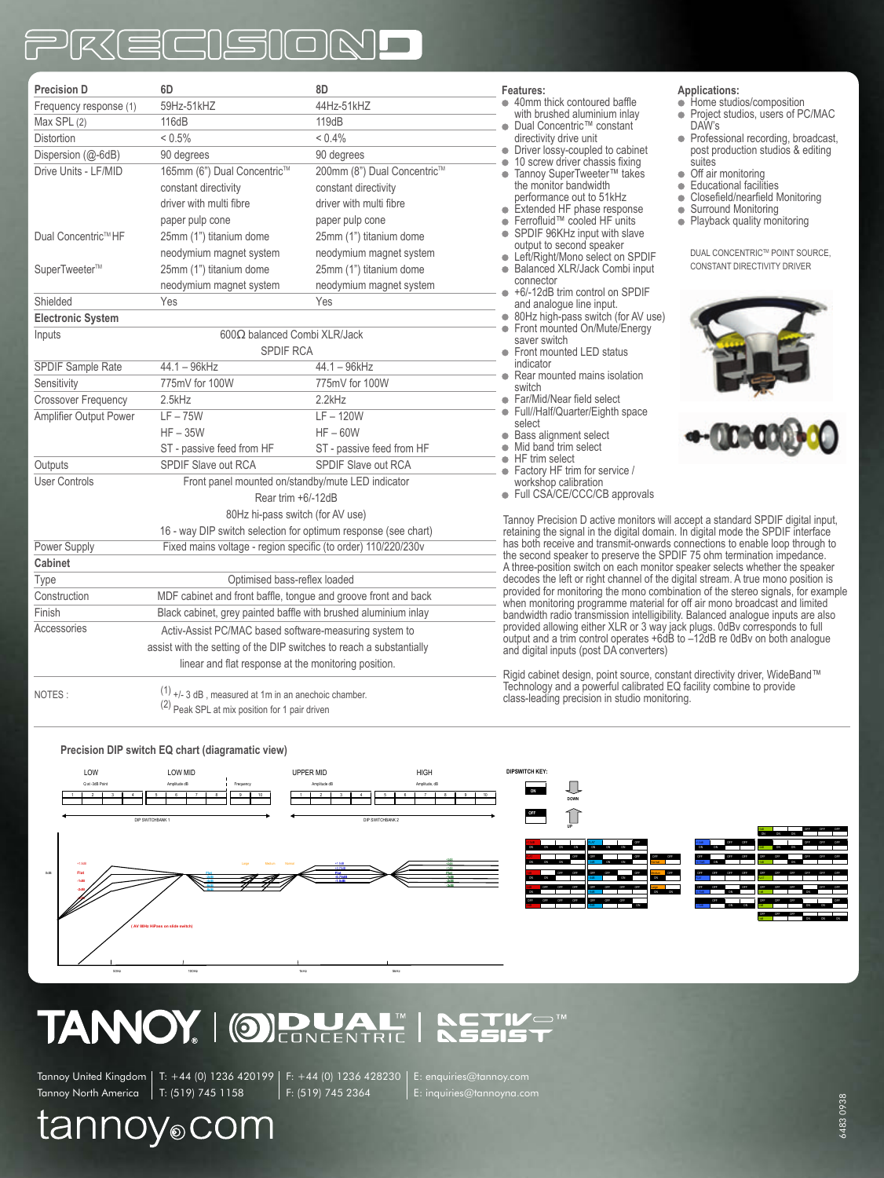# PRECISION D

| Precision D | 6D | 8D |
|---|---|---|
| Frequency response (1) | 59Hz-51kHZ | 44Hz-51kHZ |
| Max SPL (2) | 116dB | 119dB |
| Distortion | < 0.5% | < 0.4% |
| Dispersion (@-6dB) | 90 degrees | 90 degrees |
| Drive Units - LF/MID | 165mm (6") Dual Concentric™ constant directivity driver with multi fibre paper pulp cone | 200mm (8") Dual Concentric™ constant directivity driver with multi fibre paper pulp cone |
| Dual Concentric™ HF | 25mm (1") titanium dome neodymium magnet system | 25mm (1") titanium dome neodymium magnet system |
| SuperTweeter™ | 25mm (1") titanium dome neodymium magnet system | 25mm (1") titanium dome neodymium magnet system |
| Shielded | Yes | Yes |
| **Electronic System** | | |
| Inputs | 600Ω balanced Combi XLR/Jack SPDIF RCA | |
| SPDIF Sample Rate | 44.1 – 96kHz | 44.1 – 96kHz |
| Sensitivity | 775mV for 100W | 775mV for 100W |
| Crossover Frequency | 2.5kHz | 2.2kHz |
| Amplifier Output Power | LF – 75W<br>HF – 35W<br>ST - passive feed from HF | LF – 120W<br>HF – 60W<br>ST - passive feed from HF |
| Outputs | SPDIF Slave out RCA | SPDIF Slave out RCA |
| User Controls | Front panel mounted on/standby/mute LED indicator<br>Rear trim +6/-12dB<br>80Hz hi-pass switch (for AV use)<br>16 - way DIP switch selection for optimum response (see chart) | |
| Power Supply | Fixed mains voltage - region specific (to order) 110/220/230v | |
| **Cabinet** | | |
| Type | Optimised bass-reflex loaded | |
| Construction | MDF cabinet and front baffle, tongue and groove front and back | |
| Finish | Black cabinet, grey painted baffle with brushed aluminium inlay | |
| Accessories | Activ-Assist PC/MAC based software-measuring system to assist with the setting of the DIP switches to reach a substantially linear and flat response at the monitoring position. | |

NOTES :
(1) +/- 3 dB , measured at 1m in an anechoic chamber.
(2) Peak SPL at mix position for 1 pair driven

## Features:

- 40mm thick contoured baffle with brushed aluminium inlay
- Dual Concentric™ constant directivity drive unit
- Driver lossy-coupled to cabinet
- 10 screw driver chassis fixing
- Tannoy SuperTweeter™ takes the monitor bandwidth performance out to 51kHz
- Extended HF phase response
- Ferrofluid™ cooled HF units
- SPDIF 96KHz input with slave output to second speaker
- Left/Right/Mono select on SPDIF
- Balanced XLR/Jack Combi input connector
- +6/-12dB trim control on SPDIF and analogue line input.
- 80Hz high-pass switch (for AV use)
- Front mounted On/Mute/Energy saver switch
- Front mounted LED status indicator
- Rear mounted mains isolation switch
- Far/Mid/Near field select
- Full//Half/Quarter/Eighth space select
- Bass alignment select
- Mid band trim select
- HF trim select
- Factory HF trim for service / workshop calibration
- Full CSA/CE/CCC/CB approvals

## Applications:

- Home studios/composition
- Project studios, users of PC/MAC DAW's
- Professional recording, broadcast, post production studios & editing suites
- Off air monitoring
- Educational facilities
- Closefield/nearfield Monitoring
- Surround Monitoring
- Playback quality monitoring

DUAL CONCENTRIC™ POINT SOURCE, CONSTANT DIRECTIVITY DRIVER

Tannoy Precision D active monitors will accept a standard SPDIF digital input, retaining the signal in the digital domain. In digital mode the SPDIF interface has both receive and transmit-onwards connections to enable loop through to the second speaker to preserve the SPDIF 75 ohm termination impedance. A three-position switch on each monitor speaker selects whether the speaker decodes the left or right channel of the digital stream. A true mono position is provided for monitoring the mono combination of the stereo signals, for example when monitoring programme material for off air mono broadcast and limited bandwidth radio transmission intelligibility. Balanced analogue inputs are also provided allowing either XLR or 3 way jack plugs. 0dBv corresponds to full output and a trim control operates +6dB to –12dB re 0dBv on both analogue and digital inputs (post DA converters)

Rigid cabinet design, point source, constant directivity driver, WideBand™ Technology and a powerful calibrated EQ facility combine to provide class-leading precision in studio monitoring.

### Precision DIP switch EQ chart (diagramatic view)

LOW
LOW MID
UPPER MID
HIGH
DIP SWITCHBANK 1
DIP SWITCHBANK 2
( AV 80Hz HiPass on slide switch)

DIPSWITCH KEY:
ON
DOWN
OFF
UP

TANNOY | DUAL CONCENTRIC™ | ACTIV ASSIST™

Tannoy United Kingdom | T: +44 (0) 1236 420199 | F: +44 (0) 1236 428230 | E: enquiries@tannoy.com
Tannoy North America | T: (519) 745 1158 | F: (519) 745 2364 | E: inquiries@tannoyna.com

tannoy.com

6483 0938